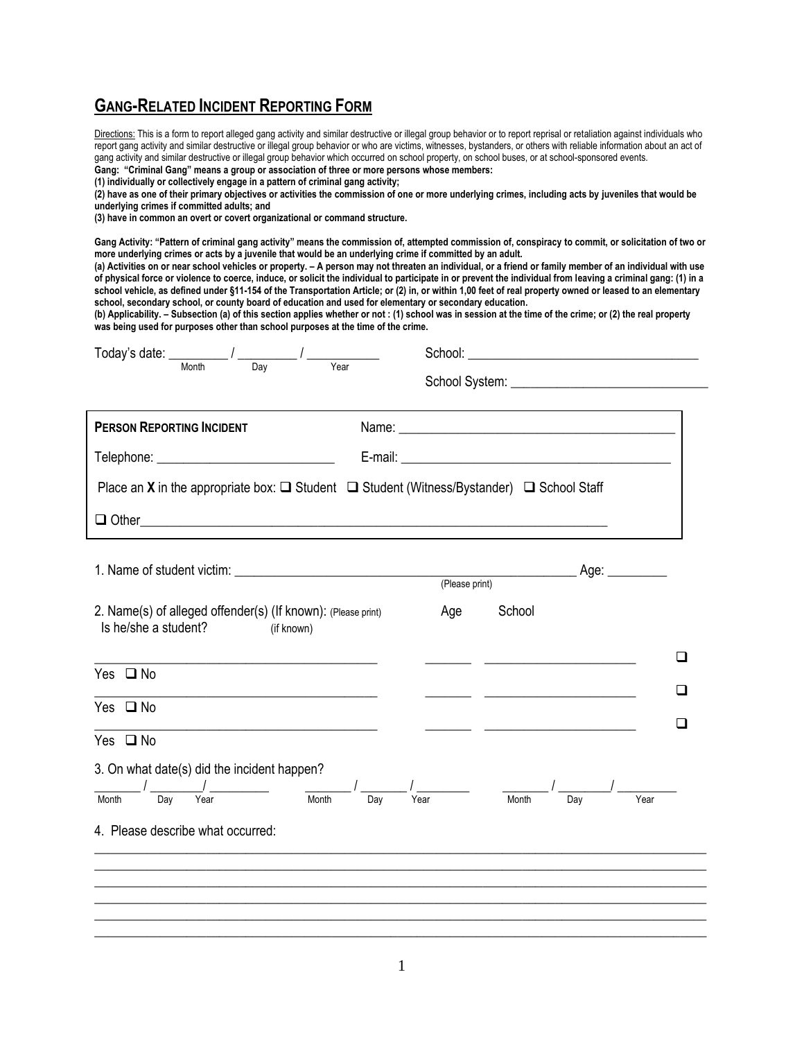# GANG-RELATED INCIDENT REPORTING FORM

Directions: This is a form to report alleged gang activity and similar destructive or illegal group behavior or to report reprisal or retaliation against individuals who report gang activity and similar destructive or illegal group behavior or who are victims, witnesses, bystanders, or others with reliable information about an act of gang activity and similar destructive or illegal group behavior which occurred on school property, on school buses, or at school-sponsored events.

**Gang: "Criminal Gang" means a group or association of three or more persons whose members:**

**(1) individually or collectively engage in a pattern of criminal gang activity;**

**(2) have as one of their primary objectives or activities the commission of one or more underlying crimes, including acts by juveniles that would be underlying crimes if committed adults; and**

**(3) have in common an overt or covert organizational or command structure.**

**Gang Activity: "Pattern of criminal gang activity" means the commission of, attempted commission of, conspiracy to commit, or solicitation of two or more underlying crimes or acts by a juvenile that would be an underlying crime if committed by an adult.**

**(a) Activities on or near school vehicles or property. – A person may not threaten an individual, or a friend or family member of an individual with use of physical force or violence to coerce, induce, or solicit the individual to participate in or prevent the individual from leaving a criminal gang: (1) in a school vehicle, as defined under §11-154 of the Transportation Article; or (2) in, or within 1,00 feet of real property owned or leased to an elementary school, secondary school, or county board of education and used for elementary or secondary education.**

**(b) Applicability. – Subsection (a) of this section applies whether or not : (1) school was in session at the time of the crime; or (2) the real property was being used for purposes other than school purposes at the time of the crime.**

Today's date: _________ / _________ / ___________
(Month / Day / Year)

School: ___________________________________

School System: _____________________________

---

**PERSON REPORTING INCIDENT** Name: ________________________________________

Telephone: __________________________ E-mail: ________________________________________

Place an **X** in the appropriate box: ☐ Student ☐ Student (Witness/Bystander) ☐ School Staff

☐ Other_______________________________________________________________________

---

1. Name of student victim: ___________________________________________________ (Please print) Age: _________

2. Name(s) of alleged offender(s) (If known): (Please print) Age School Is he/she a student? (if known)

_________________________________________ _______ ______________________ ☐ Yes ☐ No

_________________________________________ _______ ______________________ ☐ Yes ☐ No

_________________________________________ _______ ______________________ ☐ Yes ☐ No

3. On what date(s) did the incident happen?

_______ / ________/ _________ ________ / _______ / ________ _______ / ________/ _________
(Month / Day / Year) (Month / Day / Year) (Month / Day / Year)

4. Please describe what occurred:

________________________________________________________________________________________

________________________________________________________________________________________

________________________________________________________________________________________

________________________________________________________________________________________

________________________________________________________________________________________

________________________________________________________________________________________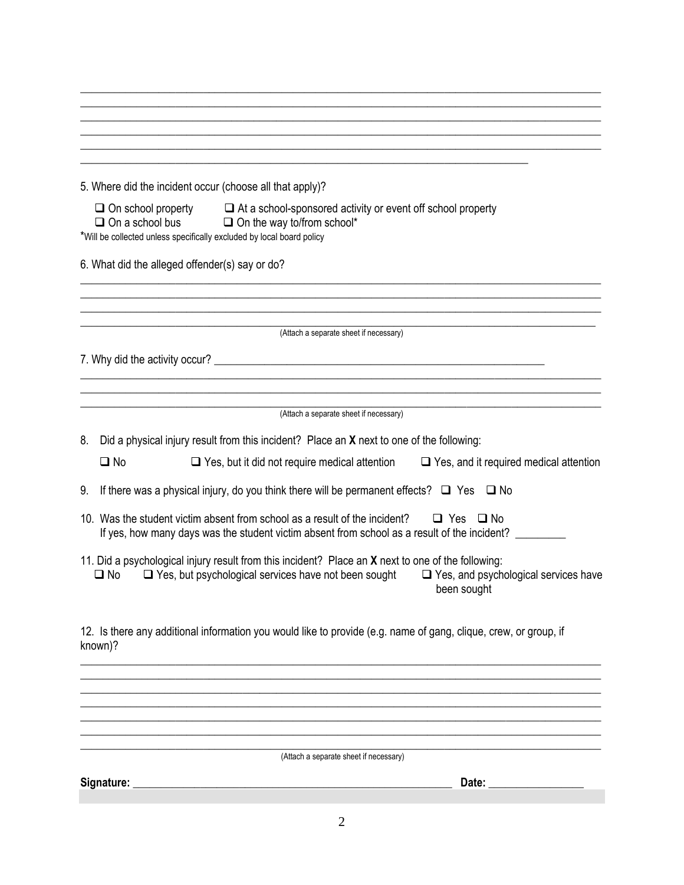\_\_\_\_\_\_\_\_\_\_\_\_\_\_\_\_\_\_\_\_\_\_\_\_\_\_\_\_\_\_\_\_\_\_\_\_\_\_\_\_\_\_\_\_\_\_\_\_\_\_\_\_\_\_\_\_\_\_\_\_\_\_\_\_\_\_\_\_\_\_\_\_\_\_\_\_\_\_

\_\_\_\_\_\_\_\_\_\_\_\_\_\_\_\_\_\_\_\_\_\_\_\_\_\_\_\_\_\_\_\_\_\_\_\_\_\_\_\_\_\_\_\_\_\_\_\_\_\_\_\_\_\_\_\_\_\_\_\_\_\_\_\_\_\_\_\_\_\_\_\_\_\_\_\_\_\_

\_\_\_\_\_\_\_\_\_\_\_\_\_\_\_\_\_\_\_\_\_\_\_\_\_\_\_\_\_\_\_\_\_\_\_\_\_\_\_\_\_\_\_\_\_\_\_\_\_\_\_\_\_\_\_\_\_\_\_\_\_\_\_\_\_\_\_\_\_\_\_\_\_\_\_\_\_\_

\_\_\_\_\_\_\_\_\_\_\_\_\_\_\_\_\_\_\_\_\_\_\_\_\_\_\_\_\_\_\_\_\_\_\_\_\_\_\_\_\_\_\_\_\_\_\_\_\_\_\_\_\_\_\_\_\_\_\_\_\_\_\_\_\_\_\_\_\_\_\_\_\_\_\_\_\_\_

\_\_\_\_\_\_\_\_\_\_\_\_\_\_\_\_\_\_\_\_\_\_\_\_\_\_\_\_\_\_\_\_\_\_\_\_\_\_\_\_\_\_\_\_\_\_\_\_\_\_\_\_\_\_\_\_\_\_\_\_\_\_\_\_\_\_\_\_\_\_\_\_\_\_\_\_\_\_

\_\_\_\_\_\_\_\_\_\_\_\_\_\_\_\_\_\_\_\_\_\_\_\_\_\_\_\_\_\_\_\_\_\_\_\_\_\_\_\_\_\_\_\_\_\_\_\_\_\_\_\_\_\_\_\_\_\_\_\_\_\_\_\_\_\_\_\_\_

5. Where did the incident occur (choose all that apply)?

- ❑ On school property
- ❑ At a school-sponsored activity or event off school property
- ❑ On a school bus
- ❑ On the way to/from school*

*Will be collected unless specifically excluded by local board policy

6. What did the alleged offender(s) say or do?

\_\_\_\_\_\_\_\_\_\_\_\_\_\_\_\_\_\_\_\_\_\_\_\_\_\_\_\_\_\_\_\_\_\_\_\_\_\_\_\_\_\_\_\_\_\_\_\_\_\_\_\_\_\_\_\_\_\_\_\_\_\_\_\_\_\_\_\_\_\_\_\_\_\_\_\_\_\_

\_\_\_\_\_\_\_\_\_\_\_\_\_\_\_\_\_\_\_\_\_\_\_\_\_\_\_\_\_\_\_\_\_\_\_\_\_\_\_\_\_\_\_\_\_\_\_\_\_\_\_\_\_\_\_\_\_\_\_\_\_\_\_\_\_\_\_\_\_\_\_\_\_\_\_\_\_\_

\_\_\_\_\_\_\_\_\_\_\_\_\_\_\_\_\_\_\_\_\_\_\_\_\_\_\_\_\_\_\_\_\_\_\_\_\_\_\_\_\_\_\_\_\_\_\_\_\_\_\_\_\_\_\_\_\_\_\_\_\_\_\_\_\_\_\_\_\_\_\_\_\_\_\_\_\_\_

\_\_\_\_\_\_\_\_\_\_\_\_\_\_\_\_\_\_\_\_\_\_\_\_\_\_\_\_\_\_\_\_\_\_\_\_\_\_\_\_\_\_\_\_\_\_\_\_\_\_\_\_\_\_\_\_\_\_\_\_\_\_\_\_\_\_\_\_\_\_\_\_\_\_\_\_\_\_

(Attach a separate sheet if necessary)

7. Why did the activity occur? \_\_\_\_\_\_\_\_\_\_\_\_\_\_\_\_\_\_\_\_\_\_\_\_\_\_\_\_\_\_\_\_\_\_\_\_\_\_\_\_\_\_\_\_\_\_\_\_\_\_\_\_

\_\_\_\_\_\_\_\_\_\_\_\_\_\_\_\_\_\_\_\_\_\_\_\_\_\_\_\_\_\_\_\_\_\_\_\_\_\_\_\_\_\_\_\_\_\_\_\_\_\_\_\_\_\_\_\_\_\_\_\_\_\_\_\_\_\_\_\_\_\_\_\_\_\_\_\_\_\_

\_\_\_\_\_\_\_\_\_\_\_\_\_\_\_\_\_\_\_\_\_\_\_\_\_\_\_\_\_\_\_\_\_\_\_\_\_\_\_\_\_\_\_\_\_\_\_\_\_\_\_\_\_\_\_\_\_\_\_\_\_\_\_\_\_\_\_\_\_\_\_\_\_\_\_\_\_\_

\_\_\_\_\_\_\_\_\_\_\_\_\_\_\_\_\_\_\_\_\_\_\_\_\_\_\_\_\_\_\_\_\_\_\_\_\_\_\_\_\_\_\_\_\_\_\_\_\_\_\_\_\_\_\_\_\_\_\_\_\_\_\_\_\_\_\_\_\_\_\_\_\_\_\_\_\_\_

(Attach a separate sheet if necessary)

8. Did a physical injury result from this incident? Place an **X** next to one of the following:

   ❑ No ❑ Yes, but it did not require medical attention ❑ Yes, and it required medical attention

9. If there was a physical injury, do you think there will be permanent effects? ❑ Yes ❑ No

10. Was the student victim absent from school as a result of the incident? ❑ Yes ❑ No
    If yes, how many days was the student victim absent from school as a result of the incident? \_\_\_\_\_\_\_\_\_

11. Did a psychological injury result from this incident? Place an **X** next to one of the following:
    ❑ No ❑ Yes, but psychological services have not been sought ❑ Yes, and psychological services have been sought

12. Is there any additional information you would like to provide (e.g. name of gang, clique, crew, or group, if known)?

\_\_\_\_\_\_\_\_\_\_\_\_\_\_\_\_\_\_\_\_\_\_\_\_\_\_\_\_\_\_\_\_\_\_\_\_\_\_\_\_\_\_\_\_\_\_\_\_\_\_\_\_\_\_\_\_\_\_\_\_\_\_\_\_\_\_\_\_\_\_\_\_\_\_\_\_\_\_

\_\_\_\_\_\_\_\_\_\_\_\_\_\_\_\_\_\_\_\_\_\_\_\_\_\_\_\_\_\_\_\_\_\_\_\_\_\_\_\_\_\_\_\_\_\_\_\_\_\_\_\_\_\_\_\_\_\_\_\_\_\_\_\_\_\_\_\_\_\_\_\_\_\_\_\_\_\_

\_\_\_\_\_\_\_\_\_\_\_\_\_\_\_\_\_\_\_\_\_\_\_\_\_\_\_\_\_\_\_\_\_\_\_\_\_\_\_\_\_\_\_\_\_\_\_\_\_\_\_\_\_\_\_\_\_\_\_\_\_\_\_\_\_\_\_\_\_\_\_\_\_\_\_\_\_\_

\_\_\_\_\_\_\_\_\_\_\_\_\_\_\_\_\_\_\_\_\_\_\_\_\_\_\_\_\_\_\_\_\_\_\_\_\_\_\_\_\_\_\_\_\_\_\_\_\_\_\_\_\_\_\_\_\_\_\_\_\_\_\_\_\_\_\_\_\_\_\_\_\_\_\_\_\_\_

\_\_\_\_\_\_\_\_\_\_\_\_\_\_\_\_\_\_\_\_\_\_\_\_\_\_\_\_\_\_\_\_\_\_\_\_\_\_\_\_\_\_\_\_\_\_\_\_\_\_\_\_\_\_\_\_\_\_\_\_\_\_\_\_\_\_\_\_\_\_\_\_\_\_\_\_\_\_

\_\_\_\_\_\_\_\_\_\_\_\_\_\_\_\_\_\_\_\_\_\_\_\_\_\_\_\_\_\_\_\_\_\_\_\_\_\_\_\_\_\_\_\_\_\_\_\_\_\_\_\_\_\_\_\_\_\_\_\_\_\_\_\_\_\_\_\_\_\_\_\_\_\_\_\_\_\_

\_\_\_\_\_\_\_\_\_\_\_\_\_\_\_\_\_\_\_\_\_\_\_\_\_\_\_\_\_\_\_\_\_\_\_\_\_\_\_\_\_\_\_\_\_\_\_\_\_\_\_\_\_\_\_\_\_\_\_\_\_\_\_\_\_\_\_\_\_\_\_\_\_\_\_\_\_\_

(Attach a separate sheet if necessary)

**Signature:** \_\_\_\_\_\_\_\_\_\_\_\_\_\_\_\_\_\_\_\_\_\_\_\_\_\_\_\_\_\_\_\_\_\_\_\_\_\_\_\_\_\_\_\_\_\_\_\_\_\_\_\_\_ **Date:** \_\_\_\_\_\_\_\_\_\_\_\_\_\_\_\_\_